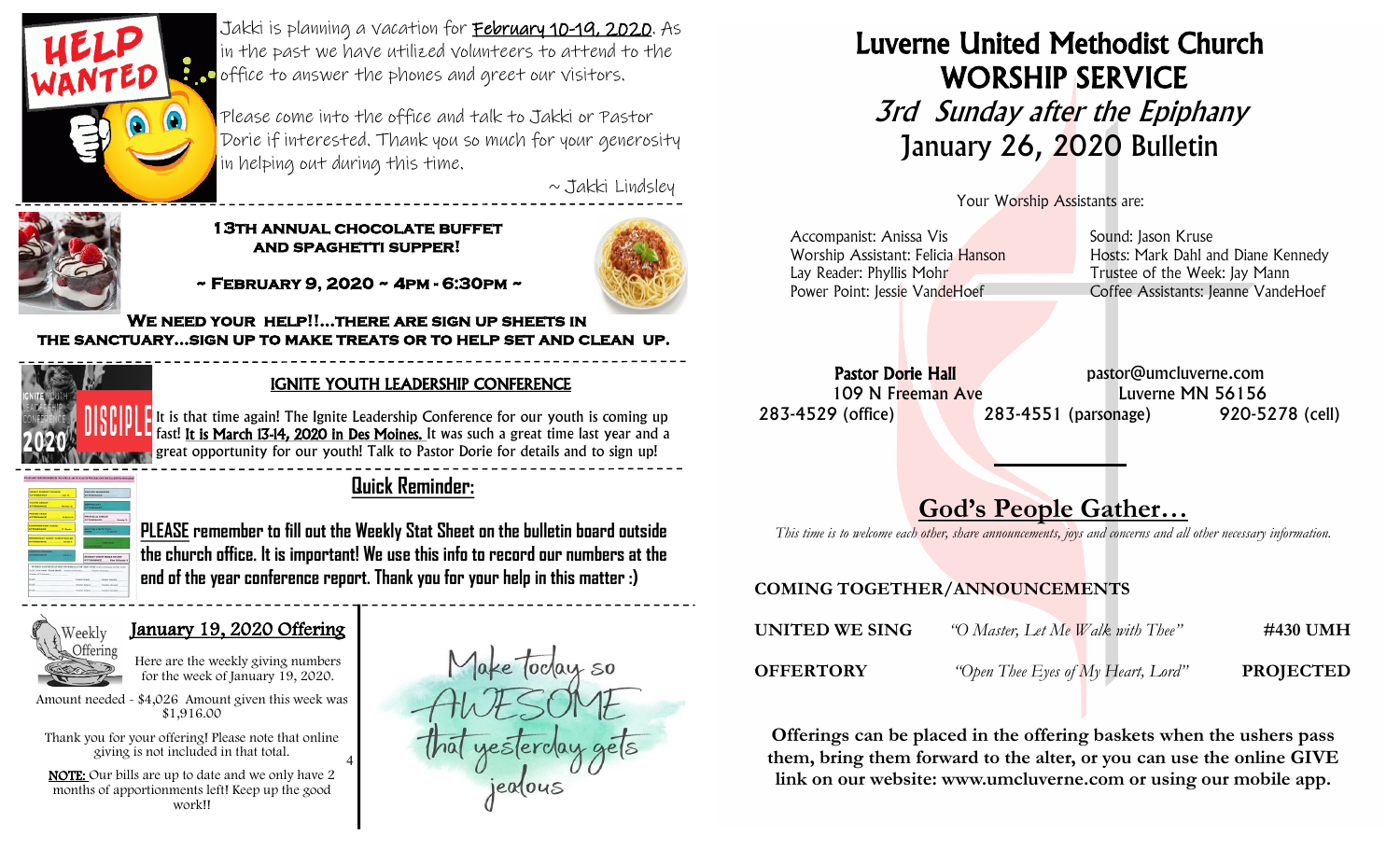Jakki is planning a vacation for February 10-19, 2020. As in the past we have utilized volunteers to attend to the office to answer the phones and greet our visitors.

Please come into the office and talk to Jakki or Pastor Dorie if interested. Thank you so much for your generosity in helping out during this time.

~ Jakki Lindsley

---

**13TH ANNUAL CHOCOLATE BUFFET AND SPAGHETTI SUPPER!**

**~ FEBRUARY 9, 2020 ~ 4PM - 6:30PM ~**

**WE NEED YOUR HELP!!...THERE ARE SIGN UP SHEETS IN THE SANCTUARY...SIGN UP TO MAKE TREATS OR TO HELP SET AND CLEAN UP.**

---

## IGNITE YOUTH LEADERSHIP CONFERENCE

It is that time again! The Ignite Leadership Conference for our youth is coming up fast! It is March 13-14, 2020 in Des Moines. It was such a great time last year and a great opportunity for our youth! Talk to Pastor Dorie for details and to sign up!

---

## Quick Reminder:

**PLEASE remember to fill out the Weekly Stat Sheet on the bulletin board outside the church office. It is important! We use this info to record our numbers at the end of the year conference report. Thank you for your help in this matter :)**

---

## January 19, 2020 Offering

Here are the weekly giving numbers for the week of January 19, 2020.

Amount needed - $4,026 Amount given this week was $1,916.00

Thank you for your offering! Please note that online giving is not included in that total.

**NOTE:** Our bills are up to date and we only have 2 months of apportionments left! Keep up the good work!!

Make today so AWESOME that yesterday gets jealous

---

# Luverne United Methodist Church
# WORSHIP SERVICE
## *3rd Sunday after the Epiphany*
## January 26, 2020 Bulletin

Your Worship Assistants are:

Accompanist: Anissa Vis
Worship Assistant: Felicia Hanson
Lay Reader: Phyllis Mohr
Power Point: Jessie VandeHoef

Sound: Jason Kruse
Hosts: Mark Dahl and Diane Kennedy
Trustee of the Week: Jay Mann
Coffee Assistants: Jeanne VandeHoef

**Pastor Dorie Hall** pastor@umcluverne.com
109 N Freeman Ave Luverne MN 56156
283-4529 (office) 283-4551 (parsonage) 920-5278 (cell)

## God's People Gather…

*This time is to welcome each other, share announcements, joys and concerns and all other necessary information.*

**COMING TOGETHER/ANNOUNCEMENTS**

**UNITED WE SING** *"O Master, Let Me Walk with Thee"* **#430 UMH**

**OFFERTORY** *"Open Thee Eyes of My Heart, Lord"* **PROJECTED**

**Offerings can be placed in the offering baskets when the ushers pass them, bring them forward to the alter, or you can use the online GIVE link on our website: www.umcluverne.com or using our mobile app.**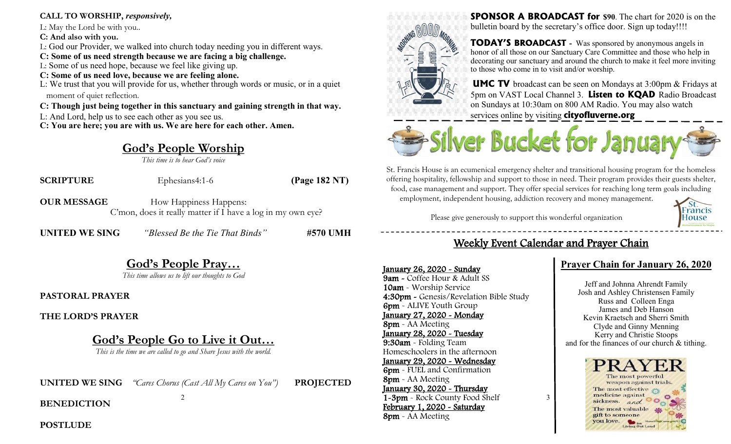**CALL TO WORSHIP,** ***responsively,***

L: May the Lord be with you..

**C: And also with you.**

L: God our Provider, we walked into church today needing you in different ways.

**C: Some of us need strength because we are facing a big challenge.**

L: Some of us need hope, because we feel like giving up.

**C: Some of us need love, because we are feeling alone.**

L: We trust that you will provide for us, whether through words or music, or in a quiet moment of quiet reflection.

**C: Though just being together in this sanctuary and gaining strength in that way.**

L: And Lord, help us to see each other as you see us.

**C: You are here; you are with us. We are here for each other. Amen.**

## God's People Worship

*This time is to hear God's voice*

**SCRIPTURE** Ephesians4:1-6 **(Page 182 NT)**

**OUR MESSAGE** How Happiness Happens: C'mon, does it really matter if I have a log in my own eye?

**UNITED WE SING** *"Blessed Be the Tie That Binds"* **#570 UMH**

## God's People Pray…

*This time allows us to lift our thoughts to God*

**PASTORAL PRAYER**

**THE LORD'S PRAYER**

## God's People Go to Live it Out…

*This is the time we are called to go and Share Jesus with the world.*

**UNITED WE SING** *"Cares Chorus (Cast All My Cares on You")* **PROJECTED**

**BENEDICTION**

**POSTLUDE**

**SPONSOR A BROADCAST for $90**. The chart for 2020 is on the bulletin board by the secretary's office door. Sign up today!!!!

**TODAY'S BROADCAST** - Was sponsored by anonymous angels in honor of all those on our Sanctuary Care Committee and those who help in decorating our sanctuary and around the church to make it feel more inviting to those who come in to visit and/or worship.

**UMC TV** broadcast can be seen on Mondays at 3:00pm & Fridays at 5pm on VAST Local Channel 3. **Listen to KQAD** Radio Broadcast on Sundays at 10:30am on 800 AM Radio. You may also watch services online by visiting **cityofluverne.org**

## Silver Bucket for January

St. Francis House is an ecumenical emergency shelter and transitional housing program for the homeless offering hospitality, fellowship and support to those in need. Their program provides their guests shelter, food, case management and support. They offer special services for reaching long term goals including employment, independent housing, addiction recovery and money management.

Please give generously to support this wonderful organization

## Weekly Event Calendar and Prayer Chain

**January 26, 2020 - Sunday**
**9am** - Coffee Hour & Adult SS
**10am** - Worship Service
**4:30pm** - Genesis/Revelation Bible Study
**6pm** - ALIVE Youth Group

**January 27, 2020 - Monday**
**8pm** - AA Meeting

**January 28, 2020 - Tuesday**
**9:30am** - Folding Team
Homeschoolers in the afternoon

**January 29, 2020 - Wednesday**
**6pm** - FUEL and Confirmation
**8pm** - AA Meeting

**January 30, 2020 - Thursday**
**1-3pm** - Rock County Food Shelf

**February 1, 2020 - Saturday**
**8pm** - AA Meeting

### Prayer Chain for January 26, 2020

Jeff and Johnna Ahrendt Family
Josh and Ashley Christensen Family
Russ and Colleen Enga
James and Deb Hanson
Kevin Kraetsch and Sherri Smith
Clyde and Ginny Menning
Kerry and Christie Stoops
and for the finances of our church & tithing.